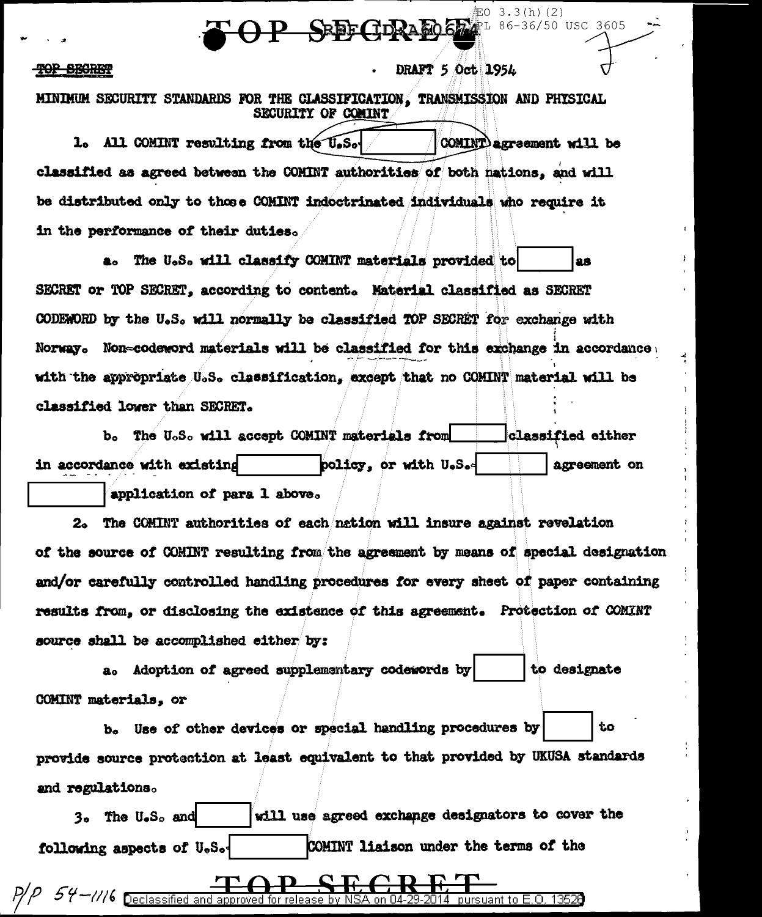TOP SECRET

DRAFT 5 Oct 1954

MINIMUM SECURITY STANDARDS FOR THE CLASSIFICATION, TRANSMISSION AND PHYSICAL SECURITY OF COMINT

1. All COMINT resulting from the U.S.-[ ] COMINT agreement will be classified as agreed between the COMINT authorities of both nations, and will be distributed only to those COMINT indoctrinated individuals who require it in the performance of their duties.

a. The U.S. will classify COMINT materials provided to [ ] as SECRET or TOP SECRET, according to content. Material classified as SECRET CODEWORD by the U.S. will normally be classified TOP SECRET for exchange with Norway. Non-codeword materials will be classified for this exchange in accordance with the appropriate U.S. classification, except that no COMINT material will be classified lower than SECRET.

b. The U.S. will accept COMINT materials from [ ] classified either in accordance with existing [ ] policy, or with U.S.-[ ] agreement on [ ] application of para 1 above.

2. The COMINT authorities of each nation will insure against revelation of the source of COMINT resulting from the agreement by means of special designation and/or carefully controlled handling procedures for every sheet of paper containing results from, or disclosing the existence of this agreement. Protection of COMINT source shall be accomplished either by:

a. Adoption of agreed supplementary codewords by [ ] to designate COMINT materials, or

b. Use of other devices or special handling procedures by [ ] to provide source protection at least equivalent to that provided by UKUSA standards and regulations.

3. The U.S. and [ ] will use agreed exchange designators to cover the following aspects of U.S.-[ ] COMINT liaison under the terms of the

TOP SECRET

P/P 54-1116 Declassified and approved for release by NSA on 04-29-2014 pursuant to E.O. 13526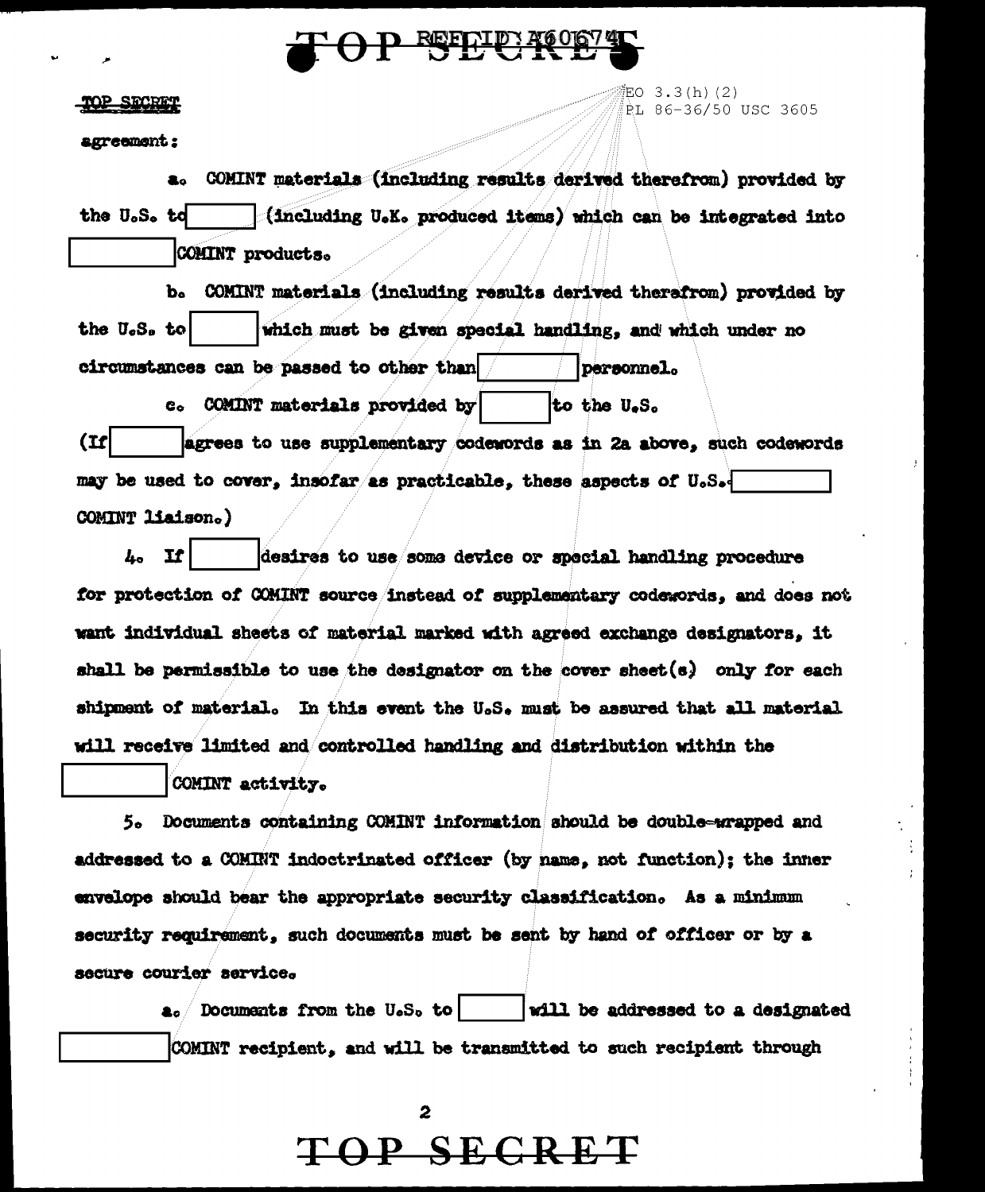TOP SECRET

EO 3.3(h)(2)
PL 86-36/50 USC 3605

agreement:

a. COMINT materials (including results derived therefrom) provided by the U.S. to [ ] (including U.K. produced items) which can be integrated into [ ] COMINT products.

b. COMINT materials (including results derived therefrom) provided by the U.S. to [ ] which must be given special handling, and which under no circumstances can be passed to other than [ ] personnel.

c. COMINT materials provided by [ ] to the U.S. (If [ ] agrees to use supplementary codewords as in 2a above, such codewords may be used to cover, insofar as practicable, these aspects of U.S.-[ ] COMINT liaison.)

4. If [ ] desires to use some device or special handling procedure for protection of COMINT source instead of supplementary codewords, and does not want individual sheets of material marked with agreed exchange designators, it shall be permissible to use the designator on the cover sheet(s) only for each shipment of material. In this event the U.S. must be assured that all material will receive limited and controlled handling and distribution within the [ ] COMINT activity.

5. Documents containing COMINT information should be double-wrapped and addressed to a COMINT indoctrinated officer (by name, not function); the inner envelope should bear the appropriate security classification. As a minimum security requirement, such documents must be sent by hand of officer or by a secure courier service.

a. Documents from the U.S. to [ ] will be addressed to a designated [ ] COMINT recipient, and will be transmitted to such recipient through

TOP SECRET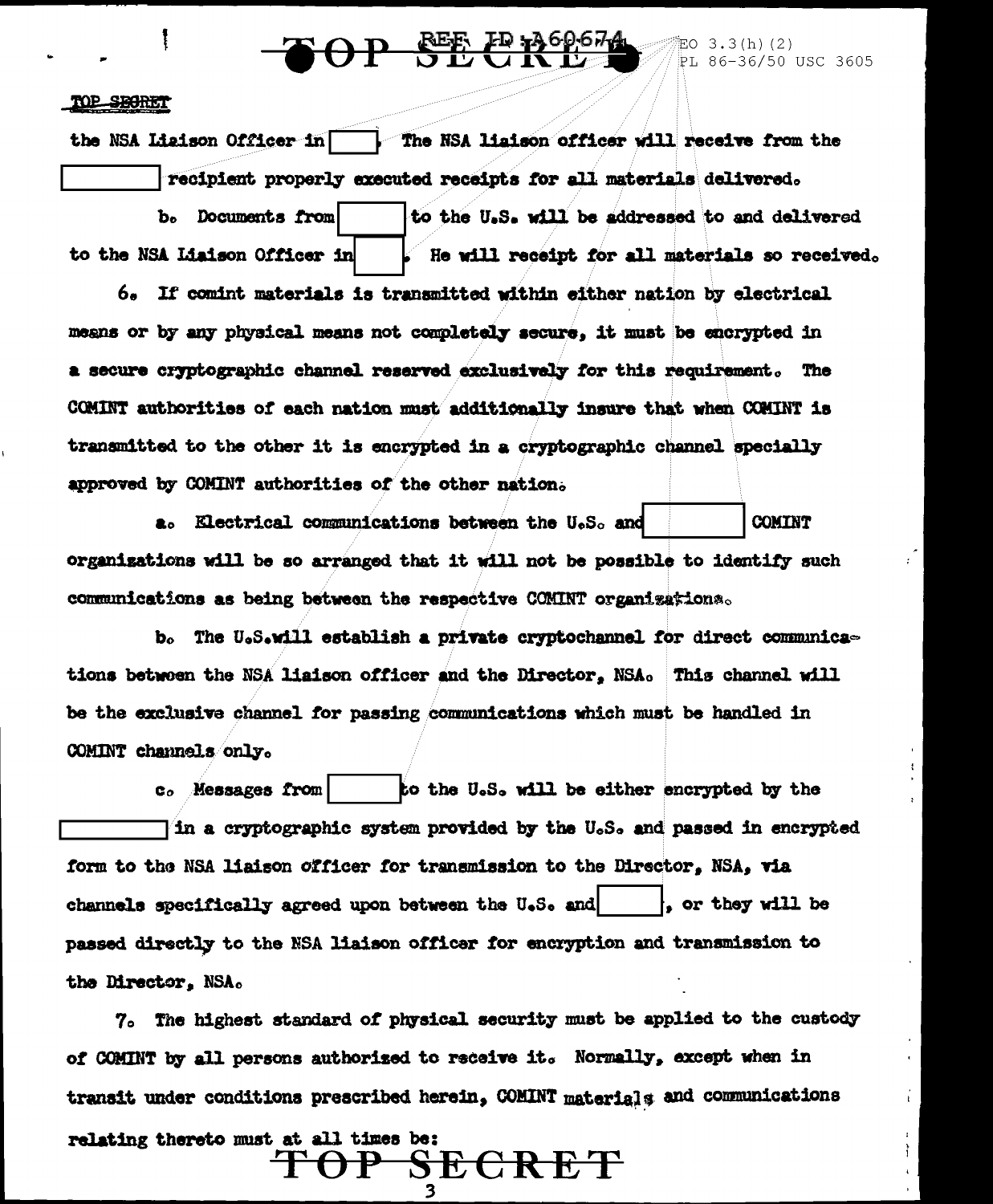the NSA Liaison Officer in [ ]. The NSA liaison officer will receive from the [ ] recipient properly executed receipts for all materials delivered.

b. Documents from [ ] to the U.S. will be addressed to and delivered to the NSA Liaison Officer in [ ]. He will receipt for all materials so received.

6. If comint materials is transmitted within either nation by electrical means or by any physical means not completely secure, it must be encrypted in a secure cryptographic channel reserved exclusively for this requirement. The COMINT authorities of each nation must additionally insure that when COMINT is transmitted to the other it is encrypted in a cryptographic channel specially approved by COMINT authorities of the other nation.

a. Electrical communications between the U.S. and [ ] COMINT organizations will be so arranged that it will not be possible to identify such communications as being between the respective COMINT organizations.

b. The U.S. will establish a private cryptochannel for direct communications between the NSA liaison officer and the Director, NSA. This channel will be the exclusive channel for passing communications which must be handled in COMINT channels only.

c. Messages from [ ] to the U.S. will be either encrypted by the [ ] in a cryptographic system provided by the U.S. and passed in encrypted form to the NSA liaison officer for transmission to the Director, NSA, via channels specifically agreed upon between the U.S. and [ ], or they will be passed directly to the NSA liaison officer for encryption and transmission to the Director, NSA.

7. The highest standard of physical security must be applied to the custody of COMINT by all persons authorized to receive it. Normally, except when in transit under conditions prescribed herein, COMINT materials and communications relating thereto must at all times be: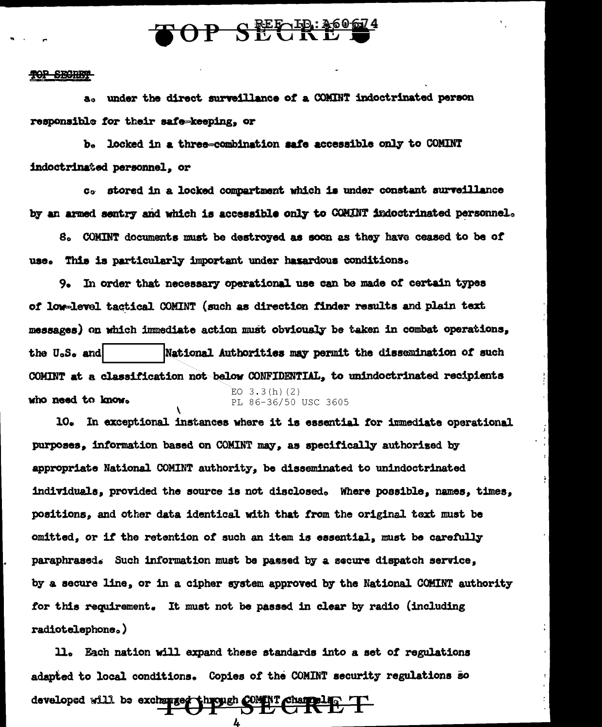TOP SECRET

a. under the direct surveillance of a COMINT indoctrinated person responsible for their safe-keeping, or

b. locked in a three-combination safe accessible only to COMINT indoctrinated personnel, or

c. stored in a locked compartment which is under constant surveillance by an armed sentry and which is accessible only to COMINT indoctrinated personnel.

8. COMINT documents must be destroyed as soon as they have ceased to be of use. This is particularly important under hazardous conditions.

9. In order that necessary operational use can be made of certain types of low-level tactical COMINT (such as direction finder results and plain text messages) on which immediate action must obviously be taken in combat operations, the U.S. and [redacted] National Authorities may permit the dissemination of such COMINT at a classification not below CONFIDENTIAL, to unindoctrinated recipients who need to know.

EO 3.3(h)(2)
PL 86-36/50 USC 3605

10. In exceptional instances where it is essential for immediate operational purposes, information based on COMINT may, as specifically authorized by appropriate National COMINT authority, be disseminated to unindoctrinated individuals, provided the source is not disclosed. Where possible, names, times, positions, and other data identical with that from the original text must be omitted, or if the retention of such an item is essential, must be carefully paraphrased. Such information must be passed by a secure dispatch service, by a secure line, or in a cipher system approved by the National COMINT authority for this requirement. It must not be passed in clear by radio (including radiotelephone.)

11. Each nation will expand these standards into a set of regulations adapted to local conditions. Copies of the COMINT security regulations so developed will be exchanged through COMINT channels.